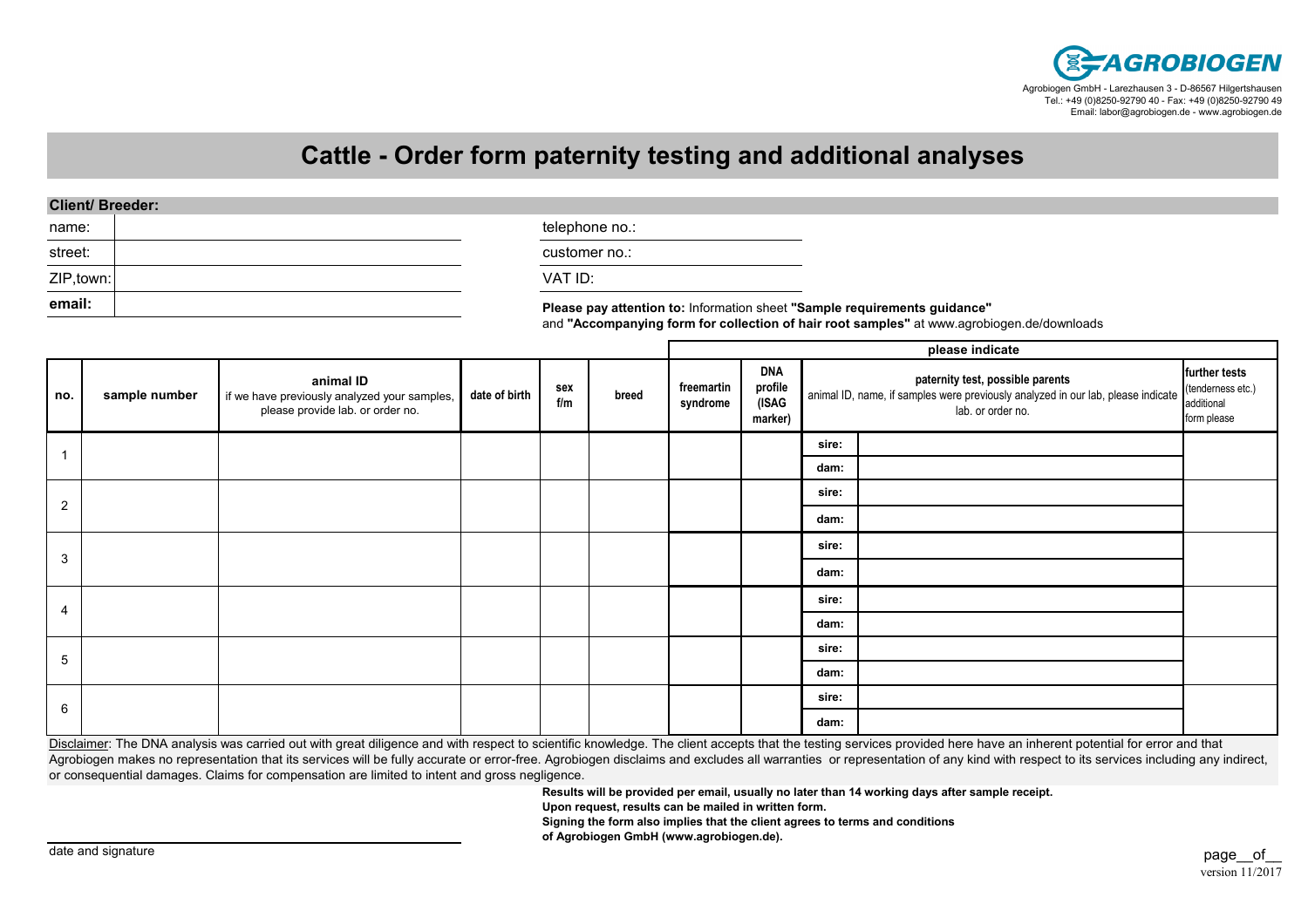**AGROBIOGEN**

Agrobiogen GmbH - Larezhausen 3 - D-86567 Hilgertshausen
Tel.: +49 (0)8250-92790 40 - Fax: +49 (0)8250-92790 49
Email: labor@agrobiogen.de - www.agrobiogen.de

# Cattle - Order form paternity testing and additional analyses

**Client/ Breeder:**

| | | | |
|---|---|---|---|
| name: | | telephone no.: | |
| street: | | customer no.: | |
| ZIP,town: | | VAT ID: | |
| **email:** | | | |

**Please pay attention to:** Information sheet **"Sample requirements guidance"** and **"Accompanying form for collection of hair root samples"** at www.agrobiogen.de/downloads

| | | | | | | please indicate | | | | |
|---|---|---|---|---|---|---|---|---|---|---|
| **no.** | **sample number** | **animal ID** if we have previously analyzed your samples, please provide lab. or order no. | **date of birth** | **sex f/m** | **breed** | **freemartin syndrome** | **DNA profile (ISAG marker)** | **paternity test, possible parents** animal ID, name, if samples were previously analyzed in our lab, please indicate lab. or order no. | | **further tests** (tenderness etc.) additional form please |
| 1 | | | | | | | | **sire:** | | |
| | | | | | | | | **dam:** | | |
| 2 | | | | | | | | **sire:** | | |
| | | | | | | | | **dam:** | | |
| 3 | | | | | | | | **sire:** | | |
| | | | | | | | | **dam:** | | |
| 4 | | | | | | | | **sire:** | | |
| | | | | | | | | **dam:** | | |
| 5 | | | | | | | | **sire:** | | |
| | | | | | | | | **dam:** | | |
| 6 | | | | | | | | **sire:** | | |
| | | | | | | | | **dam:** | | |

Disclaimer: The DNA analysis was carried out with great diligence and with respect to scientific knowledge. The client accepts that the testing services provided here have an inherent potential for error and that Agrobiogen makes no representation that its services will be fully accurate or error-free. Agrobiogen disclaims and excludes all warranties or representation of any kind with respect to its services including any indirect, or consequential damages. Claims for compensation are limited to intent and gross negligence.

**Results will be provided per email, usually no later than 14 working days after sample receipt.**
**Upon request, results can be mailed in written form.**
**Signing the form also implies that the client agrees to terms and conditions of Agrobiogen GmbH (www.agrobiogen.de).**

date and signature

page__of__

version 11/2017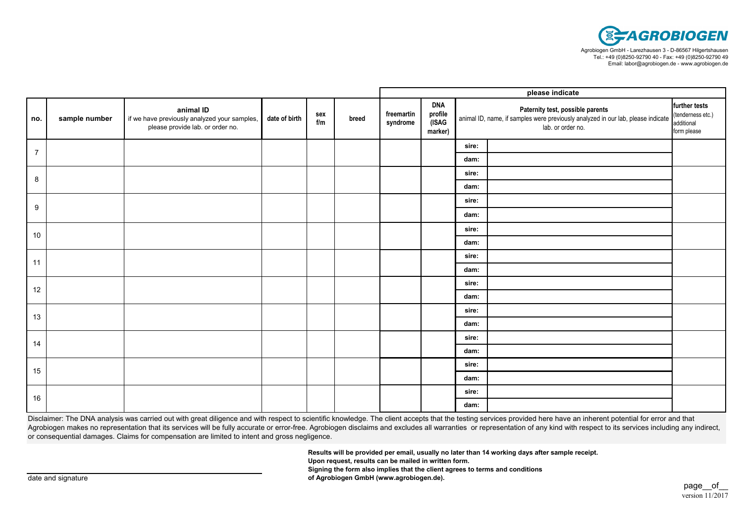**AGROBIOGEN**

Agrobiogen GmbH - Larezhausen 3 - D-86567 Hilgertshausen
Tel.: +49 (0)8250-92790 40 - Fax: +49 (0)8250-92790 49
Email: labor@agrobiogen.de - www.agrobiogen.de

| | | | | | | please indicate | | | | |
|---|---|---|---|---|---|---|---|---|---|---|
| **no.** | **sample number** | **animal ID** if we have previously analyzed your samples, please provide lab. or order no. | **date of birth** | **sex f/m** | **breed** | **freemartin syndrome** | **DNA profile (ISAG marker)** | **Paternity test, possible parents** animal ID, name, if samples were previously analyzed in our lab, please indicate lab. or order no. | | **further tests** (tenderness etc.) additional form please |
| 7 | | | | | | | | **sire:** | | |
| | | | | | | | | **dam:** | | |
| 8 | | | | | | | | **sire:** | | |
| | | | | | | | | **dam:** | | |
| 9 | | | | | | | | **sire:** | | |
| | | | | | | | | **dam:** | | |
| 10 | | | | | | | | **sire:** | | |
| | | | | | | | | **dam:** | | |
| 11 | | | | | | | | **sire:** | | |
| | | | | | | | | **dam:** | | |
| 12 | | | | | | | | **sire:** | | |
| | | | | | | | | **dam:** | | |
| 13 | | | | | | | | **sire:** | | |
| | | | | | | | | **dam:** | | |
| 14 | | | | | | | | **sire:** | | |
| | | | | | | | | **dam:** | | |
| 15 | | | | | | | | **sire:** | | |
| | | | | | | | | **dam:** | | |
| 16 | | | | | | | | **sire:** | | |
| | | | | | | | | **dam:** | | |

Disclaimer: The DNA analysis was carried out with great diligence and with respect to scientific knowledge. The client accepts that the testing services provided here have an inherent potential for error and that Agrobiogen makes no representation that its services will be fully accurate or error-free. Agrobiogen disclaims and excludes all warranties or representation of any kind with respect to its services including any indirect, or consequential damages. Claims for compensation are limited to intent and gross negligence.

date and signature

**Results will be provided per email, usually no later than 14 working days after sample receipt.**
**Upon request, results can be mailed in written form.**
**Signing the form also implies that the client agrees to terms and conditions of Agrobiogen GmbH (www.agrobiogen.de).**

page__of__
version 11/2017